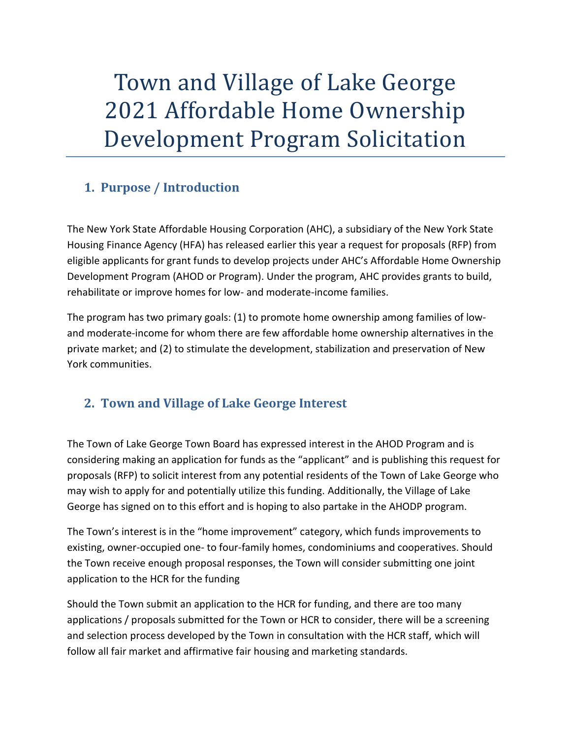# Town and Village of Lake George 2021 Affordable Home Ownership Development Program Solicitation

## 1. Purpose / Introduction

The New York State Affordable Housing Corporation (AHC), a subsidiary of the New York State Housing Finance Agency (HFA) has released earlier this year a request for proposals (RFP) from eligible applicants for grant funds to develop projects under AHC's Affordable Home Ownership Development Program (AHOD or Program). Under the program, AHC provides grants to build, rehabilitate or improve homes for low- and moderate-income families.

The program has two primary goals: (1) to promote home ownership among families of low- and moderate-income for whom there are few affordable home ownership alternatives in the private market; and (2) to stimulate the development, stabilization and preservation of New York communities.

## 2. Town and Village of Lake George Interest

The Town of Lake George Town Board has expressed interest in the AHOD Program and is considering making an application for funds as the "applicant" and is publishing this request for proposals (RFP) to solicit interest from any potential residents of the Town of Lake George who may wish to apply for and potentially utilize this funding. Additionally, the Village of Lake George has signed on to this effort and is hoping to also partake in the AHODP program.

The Town's interest is in the "home improvement" category, which funds improvements to existing, owner-occupied one- to four-family homes, condominiums and cooperatives. Should the Town receive enough proposal responses, the Town will consider submitting one joint application to the HCR for the funding

Should the Town submit an application to the HCR for funding, and there are too many applications / proposals submitted for the Town or HCR to consider, there will be a screening and selection process developed by the Town in consultation with the HCR staff, which will follow all fair market and affirmative fair housing and marketing standards.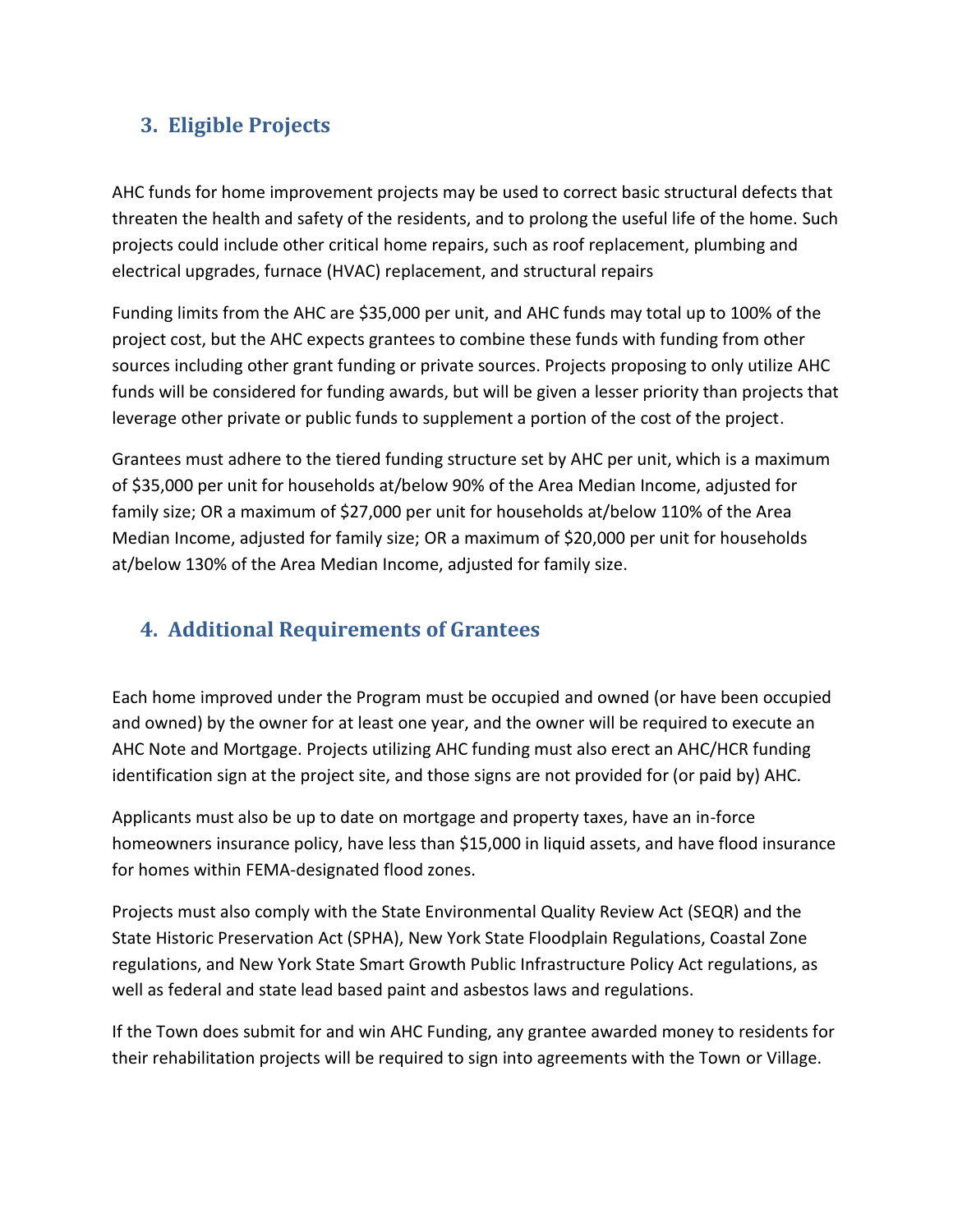## 3. Eligible Projects

AHC funds for home improvement projects may be used to correct basic structural defects that threaten the health and safety of the residents, and to prolong the useful life of the home. Such projects could include other critical home repairs, such as roof replacement, plumbing and electrical upgrades, furnace (HVAC) replacement, and structural repairs

Funding limits from the AHC are $35,000 per unit, and AHC funds may total up to 100% of the project cost, but the AHC expects grantees to combine these funds with funding from other sources including other grant funding or private sources. Projects proposing to only utilize AHC funds will be considered for funding awards, but will be given a lesser priority than projects that leverage other private or public funds to supplement a portion of the cost of the project.

Grantees must adhere to the tiered funding structure set by AHC per unit, which is a maximum of $35,000 per unit for households at/below 90% of the Area Median Income, adjusted for family size; OR a maximum of $27,000 per unit for households at/below 110% of the Area Median Income, adjusted for family size; OR a maximum of $20,000 per unit for households at/below 130% of the Area Median Income, adjusted for family size.

## 4. Additional Requirements of Grantees

Each home improved under the Program must be occupied and owned (or have been occupied and owned) by the owner for at least one year, and the owner will be required to execute an AHC Note and Mortgage. Projects utilizing AHC funding must also erect an AHC/HCR funding identification sign at the project site, and those signs are not provided for (or paid by) AHC.

Applicants must also be up to date on mortgage and property taxes, have an in-force homeowners insurance policy, have less than $15,000 in liquid assets, and have flood insurance for homes within FEMA-designated flood zones.

Projects must also comply with the State Environmental Quality Review Act (SEQR) and the State Historic Preservation Act (SPHA), New York State Floodplain Regulations, Coastal Zone regulations, and New York State Smart Growth Public Infrastructure Policy Act regulations, as well as federal and state lead based paint and asbestos laws and regulations.

If the Town does submit for and win AHC Funding, any grantee awarded money to residents for their rehabilitation projects will be required to sign into agreements with the Town or Village.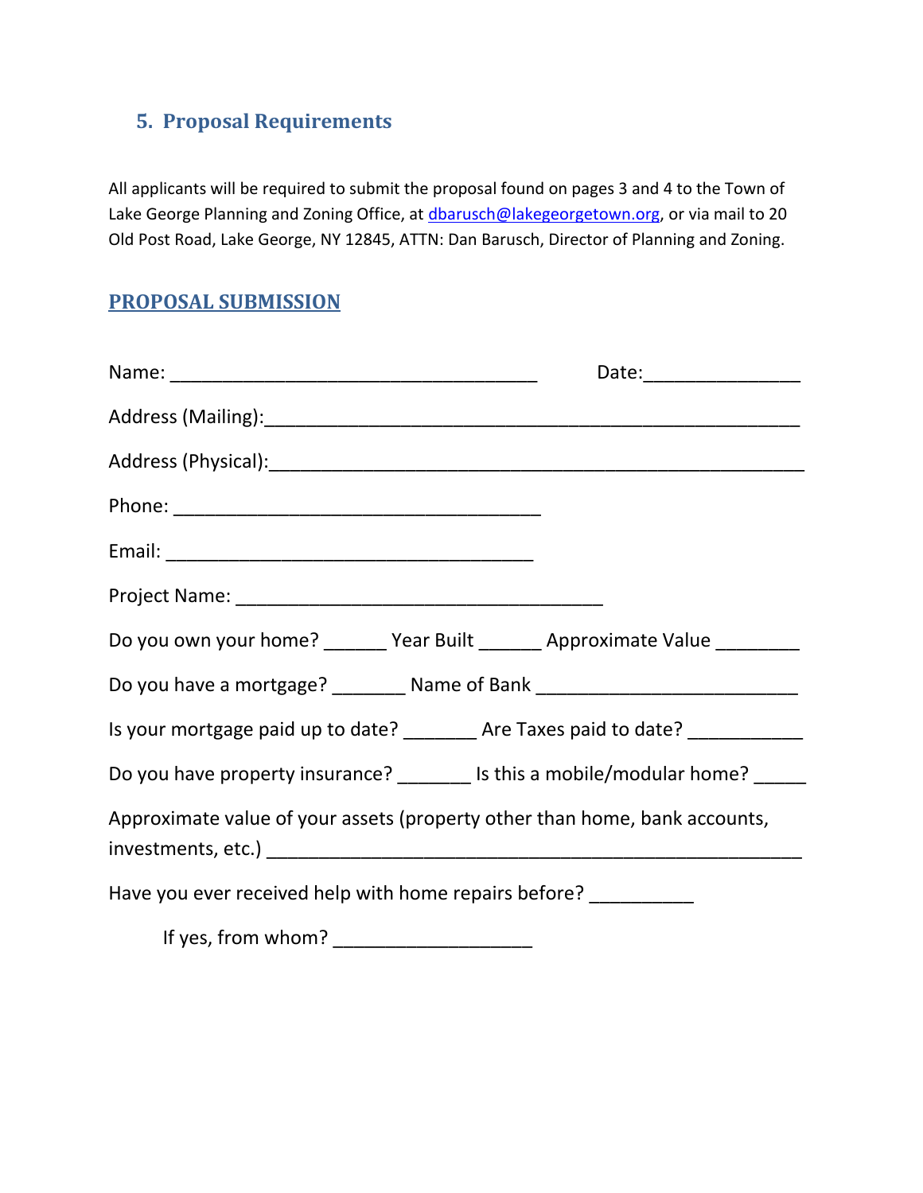## 5. Proposal Requirements

All applicants will be required to submit the proposal found on pages 3 and 4 to the Town of Lake George Planning and Zoning Office, at dbarusch@lakegeorgetown.org, or via mail to 20 Old Post Road, Lake George, NY 12845, ATTN: Dan Barusch, Director of Planning and Zoning.

### PROPOSAL SUBMISSION

Name: ____________________________________ Date:_______________

Address (Mailing):_____________________________________________________

Address (Physical):_____________________________________________________

Phone: ____________________________________

Email: ____________________________________

Project Name: ____________________________________

Do you own your home? ______ Year Built ______ Approximate Value ________

Do you have a mortgage? _______ Name of Bank _________________________

Is your mortgage paid up to date? _______ Are Taxes paid to date? ___________

Do you have property insurance? _______ Is this a mobile/modular home? _____

Approximate value of your assets (property other than home, bank accounts, investments, etc.) ____________________________________________________

Have you ever received help with home repairs before? __________

If yes, from whom? ___________________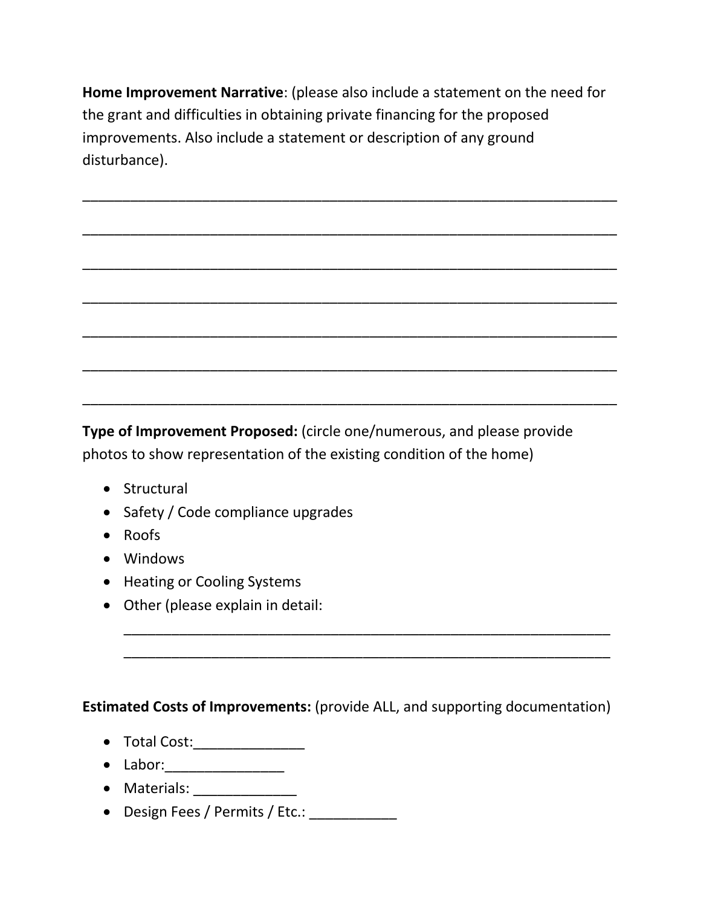**Home Improvement Narrative**: (please also include a statement on the need for the grant and difficulties in obtaining private financing for the proposed improvements. Also include a statement or description of any ground disturbance).

_____________________________________________________________________

_____________________________________________________________________

_____________________________________________________________________

_____________________________________________________________________

_____________________________________________________________________

_____________________________________________________________________

_____________________________________________________________________

**Type of Improvement Proposed:** (circle one/numerous, and please provide photos to show representation of the existing condition of the home)

- Structural
- Safety / Code compliance upgrades
- Roofs
- Windows
- Heating or Cooling Systems
- Other (please explain in detail:
  _______________________________________________________________
  _______________________________________________________________

**Estimated Costs of Improvements:** (provide ALL, and supporting documentation)

- Total Cost:______________
- Labor:_______________
- Materials: _____________
- Design Fees / Permits / Etc.: ___________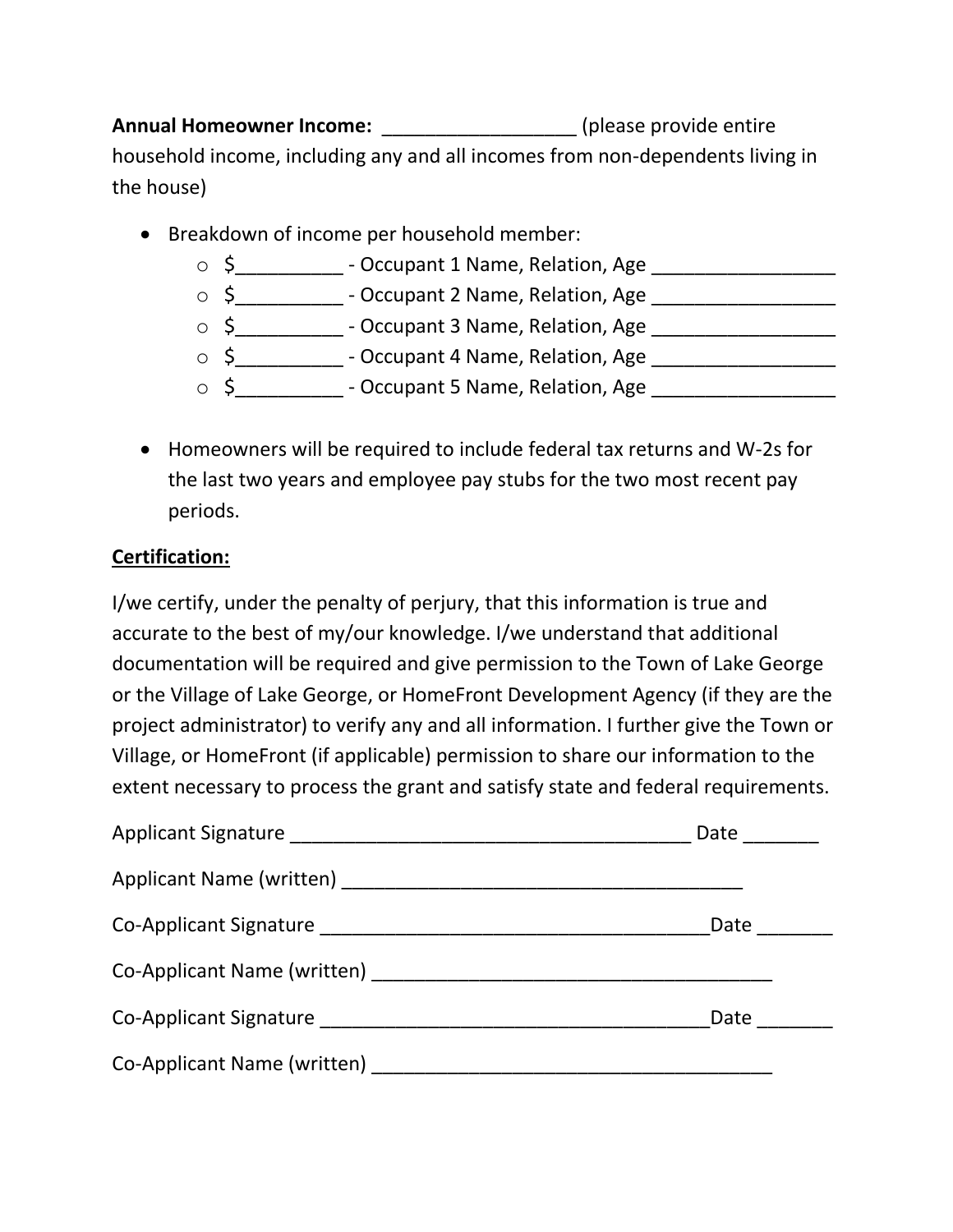**Annual Homeowner Income:** __________________ (please provide entire household income, including any and all incomes from non-dependents living in the house)

- Breakdown of income per household member:
  - $__________ - Occupant 1 Name, Relation, Age _________________
  - $__________ - Occupant 2 Name, Relation, Age _________________
  - $__________ - Occupant 3 Name, Relation, Age _________________
  - $__________ - Occupant 4 Name, Relation, Age _________________
  - $__________ - Occupant 5 Name, Relation, Age _________________

- Homeowners will be required to include federal tax returns and W-2s for the last two years and employee pay stubs for the two most recent pay periods.

**<u>Certification:</u>**

I/we certify, under the penalty of perjury, that this information is true and accurate to the best of my/our knowledge. I/we understand that additional documentation will be required and give permission to the Town of Lake George or the Village of Lake George, or HomeFront Development Agency (if they are the project administrator) to verify any and all information. I further give the Town or Village, or HomeFront (if applicable) permission to share our information to the extent necessary to process the grant and satisfy state and federal requirements.

Applicant Signature ______________________________________ Date _______

Applicant Name (written) ______________________________________

Co-Applicant Signature _____________________________________Date _______

Co-Applicant Name (written) ______________________________________

Co-Applicant Signature _____________________________________Date _______

Co-Applicant Name (written) ______________________________________